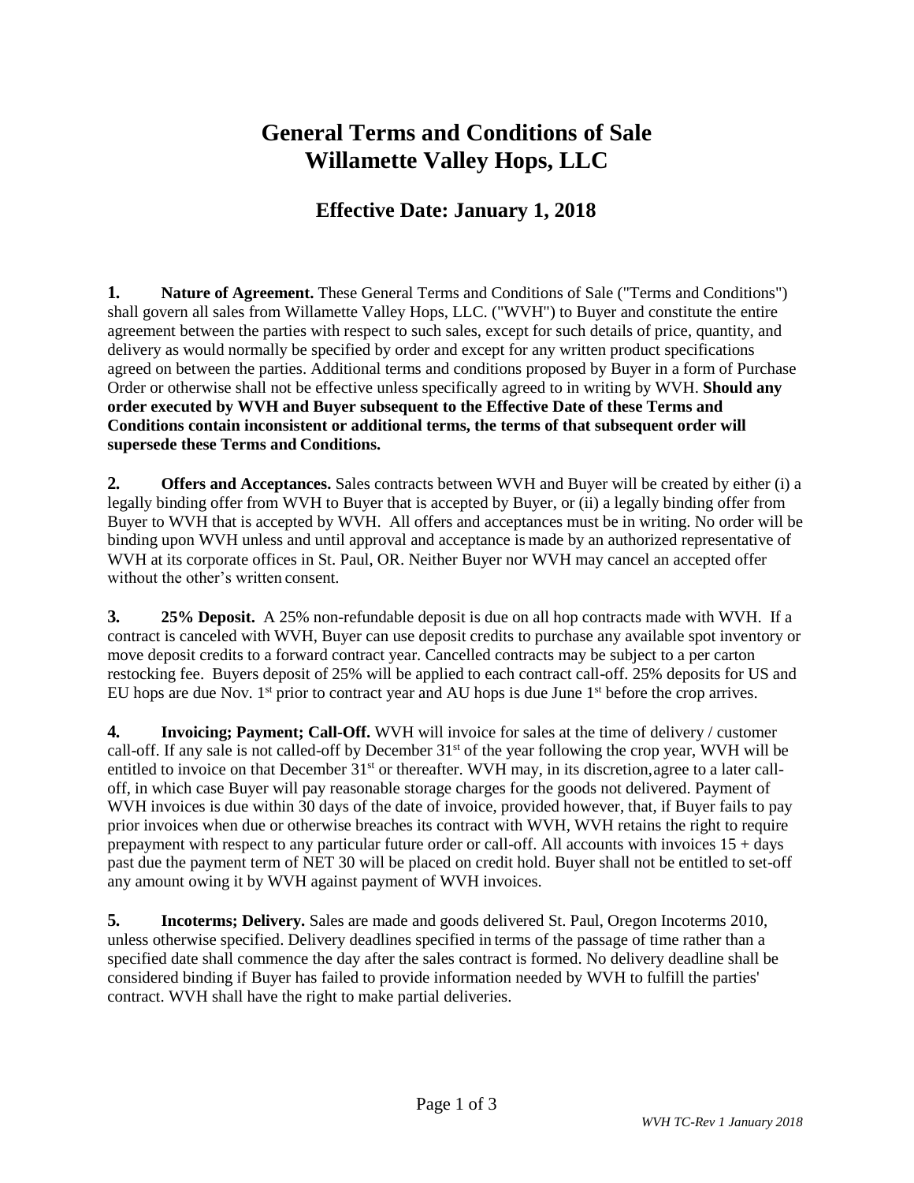# General Terms and Conditions of Sale
# Willamette Valley Hops, LLC

## Effective Date: January 1, 2018

**1. Nature of Agreement.** These General Terms and Conditions of Sale ("Terms and Conditions") shall govern all sales from Willamette Valley Hops, LLC. ("WVH") to Buyer and constitute the entire agreement between the parties with respect to such sales, except for such details of price, quantity, and delivery as would normally be specified by order and except for any written product specifications agreed on between the parties. Additional terms and conditions proposed by Buyer in a form of Purchase Order or otherwise shall not be effective unless specifically agreed to in writing by WVH. **Should any order executed by WVH and Buyer subsequent to the Effective Date of these Terms and Conditions contain inconsistent or additional terms, the terms of that subsequent order will supersede these Terms and Conditions.**

**2. Offers and Acceptances.** Sales contracts between WVH and Buyer will be created by either (i) a legally binding offer from WVH to Buyer that is accepted by Buyer, or (ii) a legally binding offer from Buyer to WVH that is accepted by WVH. All offers and acceptances must be in writing. No order will be binding upon WVH unless and until approval and acceptance is made by an authorized representative of WVH at its corporate offices in St. Paul, OR. Neither Buyer nor WVH may cancel an accepted offer without the other's written consent.

**3. 25% Deposit.** A 25% non-refundable deposit is due on all hop contracts made with WVH. If a contract is canceled with WVH, Buyer can use deposit credits to purchase any available spot inventory or move deposit credits to a forward contract year. Cancelled contracts may be subject to a per carton restocking fee. Buyers deposit of 25% will be applied to each contract call-off. 25% deposits for US and EU hops are due Nov. 1st prior to contract year and AU hops is due June 1st before the crop arrives.

**4. Invoicing; Payment; Call-Off.** WVH will invoice for sales at the time of delivery / customer call-off. If any sale is not called-off by December 31st of the year following the crop year, WVH will be entitled to invoice on that December 31st or thereafter. WVH may, in its discretion, agree to a later call-off, in which case Buyer will pay reasonable storage charges for the goods not delivered. Payment of WVH invoices is due within 30 days of the date of invoice, provided however, that, if Buyer fails to pay prior invoices when due or otherwise breaches its contract with WVH, WVH retains the right to require prepayment with respect to any particular future order or call-off. All accounts with invoices 15 + days past due the payment term of NET 30 will be placed on credit hold. Buyer shall not be entitled to set-off any amount owing it by WVH against payment of WVH invoices.

**5. Incoterms; Delivery.** Sales are made and goods delivered St. Paul, Oregon Incoterms 2010, unless otherwise specified. Delivery deadlines specified in terms of the passage of time rather than a specified date shall commence the day after the sales contract is formed. No delivery deadline shall be considered binding if Buyer has failed to provide information needed by WVH to fulfill the parties' contract. WVH shall have the right to make partial deliveries.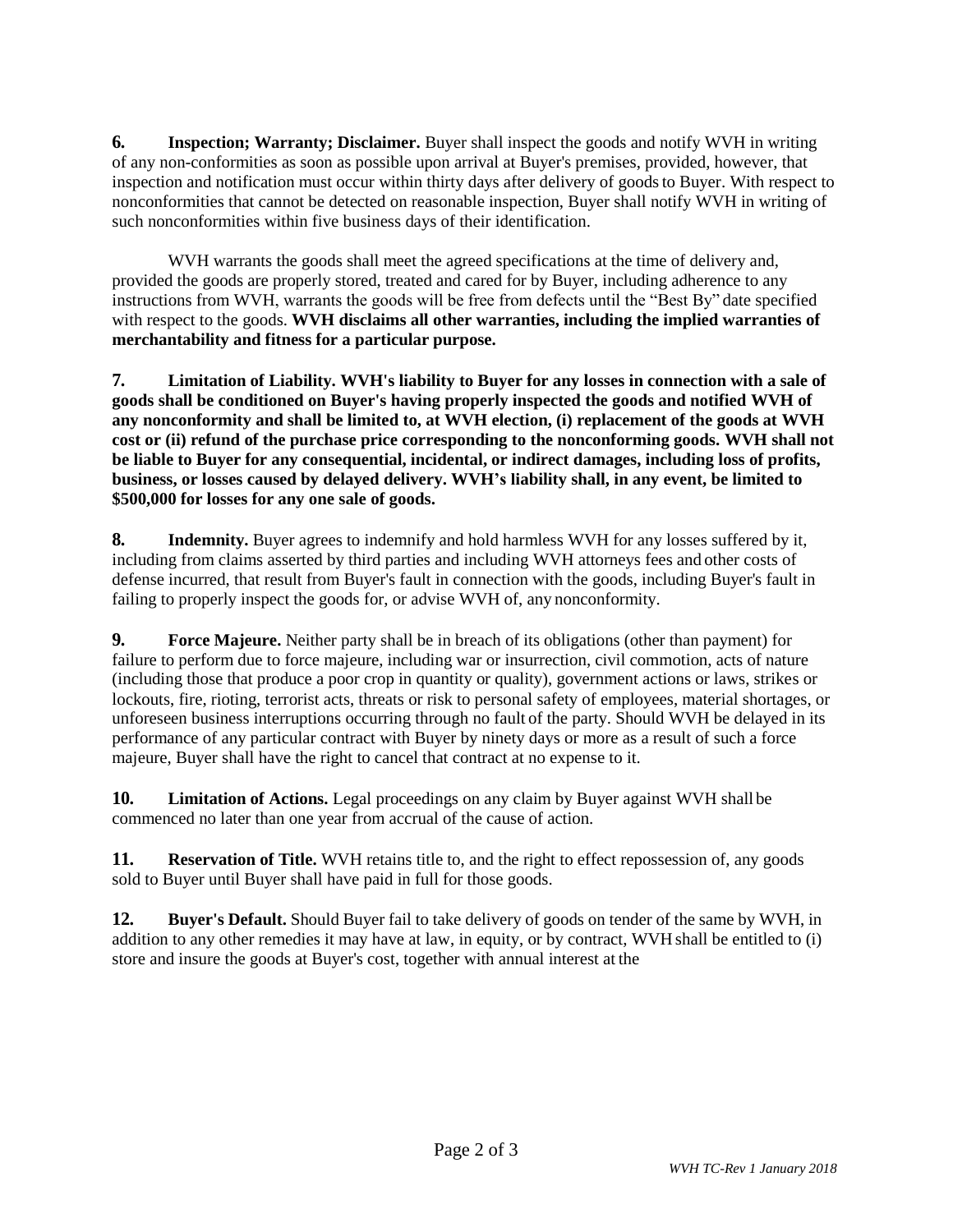**6. Inspection; Warranty; Disclaimer.** Buyer shall inspect the goods and notify WVH in writing of any non-conformities as soon as possible upon arrival at Buyer's premises, provided, however, that inspection and notification must occur within thirty days after delivery of goods to Buyer. With respect to nonconformities that cannot be detected on reasonable inspection, Buyer shall notify WVH in writing of such nonconformities within five business days of their identification.

WVH warrants the goods shall meet the agreed specifications at the time of delivery and, provided the goods are properly stored, treated and cared for by Buyer, including adherence to any instructions from WVH, warrants the goods will be free from defects until the "Best By" date specified with respect to the goods. **WVH disclaims all other warranties, including the implied warranties of merchantability and fitness for a particular purpose.**

**7. Limitation of Liability. WVH's liability to Buyer for any losses in connection with a sale of goods shall be conditioned on Buyer's having properly inspected the goods and notified WVH of any nonconformity and shall be limited to, at WVH election, (i) replacement of the goods at WVH cost or (ii) refund of the purchase price corresponding to the nonconforming goods. WVH shall not be liable to Buyer for any consequential, incidental, or indirect damages, including loss of profits, business, or losses caused by delayed delivery. WVH's liability shall, in any event, be limited to $500,000 for losses for any one sale of goods.**

**8. Indemnity.** Buyer agrees to indemnify and hold harmless WVH for any losses suffered by it, including from claims asserted by third parties and including WVH attorneys fees and other costs of defense incurred, that result from Buyer's fault in connection with the goods, including Buyer's fault in failing to properly inspect the goods for, or advise WVH of, any nonconformity.

**9. Force Majeure.** Neither party shall be in breach of its obligations (other than payment) for failure to perform due to force majeure, including war or insurrection, civil commotion, acts of nature (including those that produce a poor crop in quantity or quality), government actions or laws, strikes or lockouts, fire, rioting, terrorist acts, threats or risk to personal safety of employees, material shortages, or unforeseen business interruptions occurring through no fault of the party. Should WVH be delayed in its performance of any particular contract with Buyer by ninety days or more as a result of such a force majeure, Buyer shall have the right to cancel that contract at no expense to it.

**10. Limitation of Actions.** Legal proceedings on any claim by Buyer against WVH shall be commenced no later than one year from accrual of the cause of action.

**11. Reservation of Title.** WVH retains title to, and the right to effect repossession of, any goods sold to Buyer until Buyer shall have paid in full for those goods.

**12. Buyer's Default.** Should Buyer fail to take delivery of goods on tender of the same by WVH, in addition to any other remedies it may have at law, in equity, or by contract, WVH shall be entitled to (i) store and insure the goods at Buyer's cost, together with annual interest at the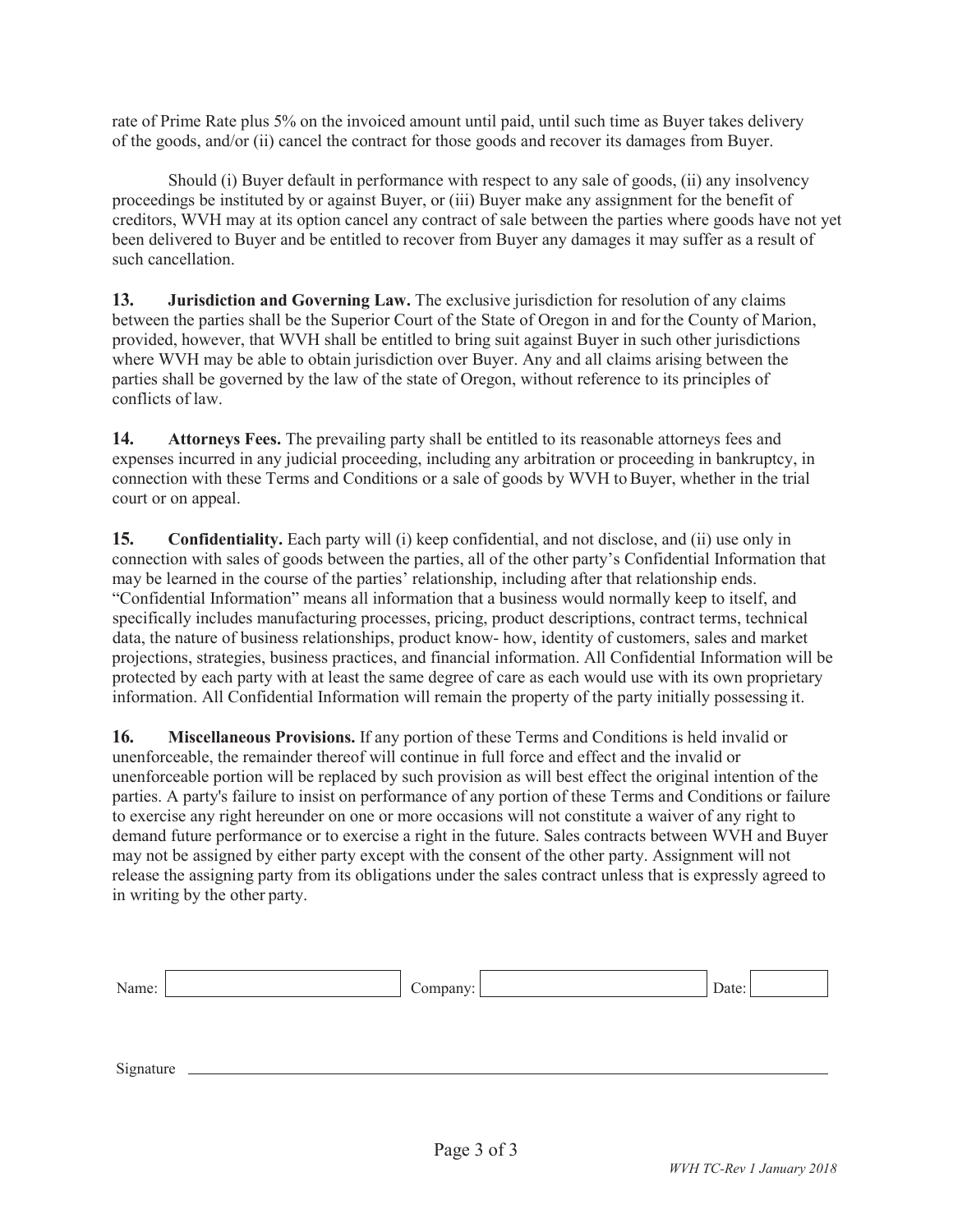rate of Prime Rate plus 5% on the invoiced amount until paid, until such time as Buyer takes delivery of the goods, and/or (ii) cancel the contract for those goods and recover its damages from Buyer.

Should (i) Buyer default in performance with respect to any sale of goods, (ii) any insolvency proceedings be instituted by or against Buyer, or (iii) Buyer make any assignment for the benefit of creditors, WVH may at its option cancel any contract of sale between the parties where goods have not yet been delivered to Buyer and be entitled to recover from Buyer any damages it may suffer as a result of such cancellation.

**13. Jurisdiction and Governing Law.** The exclusive jurisdiction for resolution of any claims between the parties shall be the Superior Court of the State of Oregon in and for the County of Marion, provided, however, that WVH shall be entitled to bring suit against Buyer in such other jurisdictions where WVH may be able to obtain jurisdiction over Buyer. Any and all claims arising between the parties shall be governed by the law of the state of Oregon, without reference to its principles of conflicts of law.

**14. Attorneys Fees.** The prevailing party shall be entitled to its reasonable attorneys fees and expenses incurred in any judicial proceeding, including any arbitration or proceeding in bankruptcy, in connection with these Terms and Conditions or a sale of goods by WVH to Buyer, whether in the trial court or on appeal.

**15. Confidentiality.** Each party will (i) keep confidential, and not disclose, and (ii) use only in connection with sales of goods between the parties, all of the other party's Confidential Information that may be learned in the course of the parties' relationship, including after that relationship ends. "Confidential Information" means all information that a business would normally keep to itself, and specifically includes manufacturing processes, pricing, product descriptions, contract terms, technical data, the nature of business relationships, product know- how, identity of customers, sales and market projections, strategies, business practices, and financial information. All Confidential Information will be protected by each party with at least the same degree of care as each would use with its own proprietary information. All Confidential Information will remain the property of the party initially possessing it.

**16. Miscellaneous Provisions.** If any portion of these Terms and Conditions is held invalid or unenforceable, the remainder thereof will continue in full force and effect and the invalid or unenforceable portion will be replaced by such provision as will best effect the original intention of the parties. A party's failure to insist on performance of any portion of these Terms and Conditions or failure to exercise any right hereunder on one or more occasions will not constitute a waiver of any right to demand future performance or to exercise a right in the future. Sales contracts between WVH and Buyer may not be assigned by either party except with the consent of the other party. Assignment will not release the assigning party from its obligations under the sales contract unless that is expressly agreed to in writing by the other party.

Name: ____________________ Company: ____________________ Date: __________

Signature ________________________________________________________________

*WVH TC-Rev 1 January 2018*